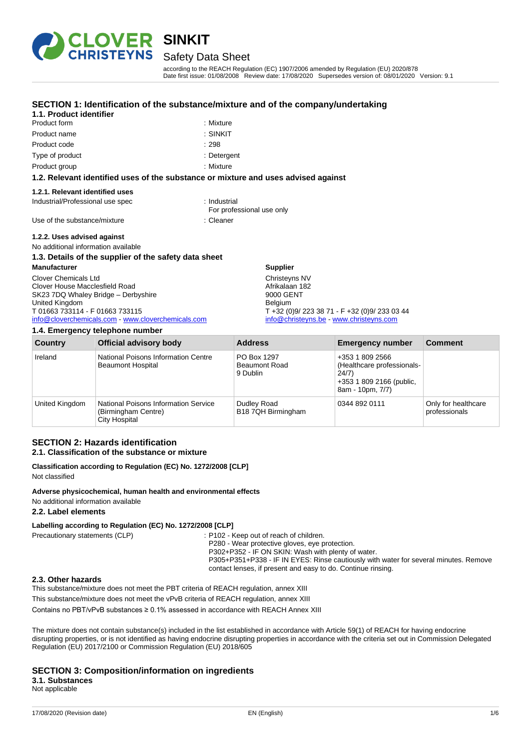# SINKIT

## Safety Data Sheet

according to the REACH Regulation (EC) 1907/2006 amended by Regulation (EU) 2020/878
Date first issue: 01/08/2008 Review date: 17/08/2020 Supersedes version of: 08/01/2020 Version: 9.1

## SECTION 1: Identification of the substance/mixture and of the company/undertaking

### 1.1. Product identifier

Product form : Mixture
Product name : SINKIT
Product code : 298
Type of product : Detergent
Product group : Mixture

### 1.2. Relevant identified uses of the substance or mixture and uses advised against

#### 1.2.1. Relevant identified uses

Industrial/Professional use spec : Industrial
For professional use only
Use of the substance/mixture : Cleaner

#### 1.2.2. Uses advised against

No additional information available

### 1.3. Details of the supplier of the safety data sheet

**Manufacturer**

Clover Chemicals Ltd
Clover House Macclesfield Road
SK23 7DQ Whaley Bridge – Derbyshire
United Kingdom
T 01663 733114 - F 01663 733115
info@cloverchemicals.com - www.cloverchemicals.com

**Supplier**

Christeyns NV
Afrikalaan 182
9000 GENT
Belgium
T +32 (0)9/ 223 38 71 - F +32 (0)9/ 233 03 44
info@christeyns.be - www.christeyns.com

### 1.4. Emergency telephone number

| Country | Official advisory body | Address | Emergency number | Comment |
|---|---|---|---|---|
| Ireland | National Poisons Information Centre Beaumont Hospital | PO Box 1297 Beaumont Road 9 Dublin | +353 1 809 2566 (Healthcare professionals-24/7) +353 1 809 2166 (public, 8am - 10pm, 7/7) | |
| United Kingdom | National Poisons Information Service (Birmingham Centre) City Hospital | Dudley Road B18 7QH Birmingham | 0344 892 0111 | Only for healthcare professionals |

## SECTION 2: Hazards identification

### 2.1. Classification of the substance or mixture

**Classification according to Regulation (EC) No. 1272/2008 [CLP]**

Not classified

**Adverse physicochemical, human health and environmental effects**

No additional information available

### 2.2. Label elements

**Labelling according to Regulation (EC) No. 1272/2008 [CLP]**

Precautionary statements (CLP) : P102 - Keep out of reach of children.
P280 - Wear protective gloves, eye protection.
P302+P352 - IF ON SKIN: Wash with plenty of water.
P305+P351+P338 - IF IN EYES: Rinse cautiously with water for several minutes. Remove contact lenses, if present and easy to do. Continue rinsing.

### 2.3. Other hazards

This substance/mixture does not meet the PBT criteria of REACH regulation, annex XIII

This substance/mixture does not meet the vPvB criteria of REACH regulation, annex XIII

Contains no PBT/vPvB substances ≥ 0.1% assessed in accordance with REACH Annex XIII

The mixture does not contain substance(s) included in the list established in accordance with Article 59(1) of REACH for having endocrine disrupting properties, or is not identified as having endocrine disrupting properties in accordance with the criteria set out in Commission Delegated Regulation (EU) 2017/2100 or Commission Regulation (EU) 2018/605

## SECTION 3: Composition/information on ingredients

### 3.1. Substances

Not applicable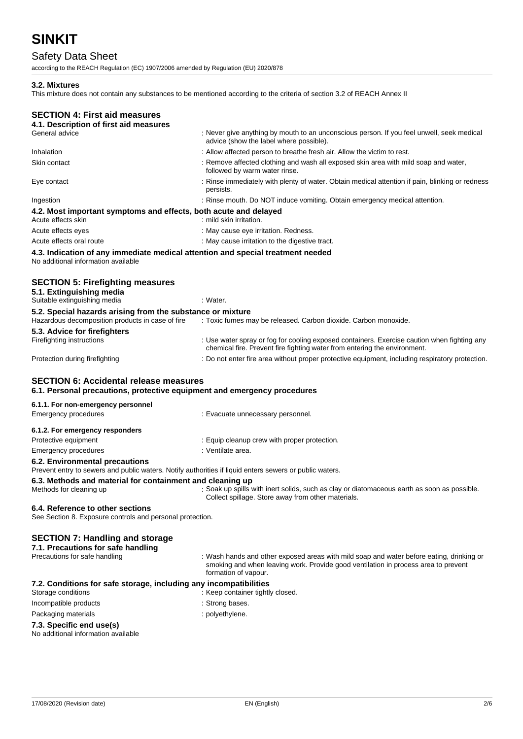### 3.2. Mixtures

This mixture does not contain any substances to be mentioned according to the criteria of section 3.2 of REACH Annex II

## SECTION 4: First aid measures

### 4.1. Description of first aid measures

| | |
|---|---|
| General advice | : Never give anything by mouth to an unconscious person. If you feel unwell, seek medical advice (show the label where possible). |
| Inhalation | : Allow affected person to breathe fresh air. Allow the victim to rest. |
| Skin contact | : Remove affected clothing and wash all exposed skin area with mild soap and water, followed by warm water rinse. |
| Eye contact | : Rinse immediately with plenty of water. Obtain medical attention if pain, blinking or redness persists. |
| Ingestion | : Rinse mouth. Do NOT induce vomiting. Obtain emergency medical attention. |

### 4.2. Most important symptoms and effects, both acute and delayed

| | |
|---|---|
| Acute effects skin | : mild skin irritation. |
| Acute effects eyes | : May cause eye irritation. Redness. |
| Acute effects oral route | : May cause irritation to the digestive tract. |

### 4.3. Indication of any immediate medical attention and special treatment needed

No additional information available

## SECTION 5: Firefighting measures

### 5.1. Extinguishing media

| | |
|---|---|
| Suitable extinguishing media | : Water. |

### 5.2. Special hazards arising from the substance or mixture

| | |
|---|---|
| Hazardous decomposition products in case of fire | : Toxic fumes may be released. Carbon dioxide. Carbon monoxide. |

### 5.3. Advice for firefighters

| | |
|---|---|
| Firefighting instructions | : Use water spray or fog for cooling exposed containers. Exercise caution when fighting any chemical fire. Prevent fire fighting water from entering the environment. |
| Protection during firefighting | : Do not enter fire area without proper protective equipment, including respiratory protection. |

## SECTION 6: Accidental release measures

### 6.1. Personal precautions, protective equipment and emergency procedures

#### 6.1.1. For non-emergency personnel

| | |
|---|---|
| Emergency procedures | : Evacuate unnecessary personnel. |

#### 6.1.2. For emergency responders

| | |
|---|---|
| Protective equipment | : Equip cleanup crew with proper protection. |
| Emergency procedures | : Ventilate area. |

### 6.2. Environmental precautions

Prevent entry to sewers and public waters. Notify authorities if liquid enters sewers or public waters.

### 6.3. Methods and material for containment and cleaning up

| | |
|---|---|
| Methods for cleaning up | : Soak up spills with inert solids, such as clay or diatomaceous earth as soon as possible. Collect spillage. Store away from other materials. |

### 6.4. Reference to other sections

See Section 8. Exposure controls and personal protection.

## SECTION 7: Handling and storage

### 7.1. Precautions for safe handling

| | |
|---|---|
| Precautions for safe handling | : Wash hands and other exposed areas with mild soap and water before eating, drinking or smoking and when leaving work. Provide good ventilation in process area to prevent formation of vapour. |

### 7.2. Conditions for safe storage, including any incompatibilities

| | |
|---|---|
| Storage conditions | : Keep container tightly closed. |
| Incompatible products | : Strong bases. |
| Packaging materials | : polyethylene. |

### 7.3. Specific end use(s)

No additional information available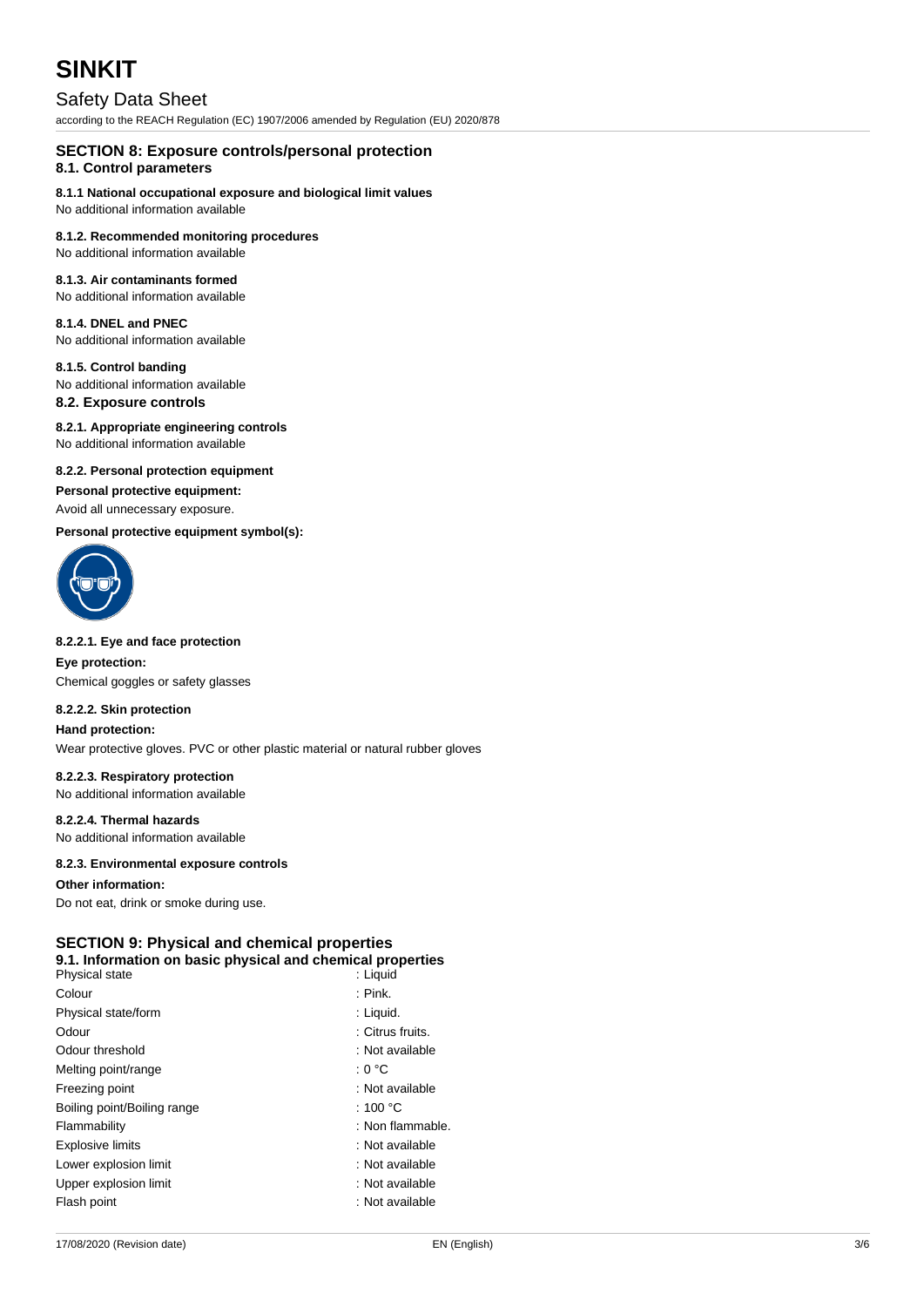## SECTION 8: Exposure controls/personal protection

### 8.1. Control parameters

**8.1.1 National occupational exposure and biological limit values**

No additional information available

**8.1.2. Recommended monitoring procedures**

No additional information available

**8.1.3. Air contaminants formed**

No additional information available

**8.1.4. DNEL and PNEC**

No additional information available

**8.1.5. Control banding**

No additional information available

### 8.2. Exposure controls

**8.2.1. Appropriate engineering controls**

No additional information available

**8.2.2. Personal protection equipment**

**Personal protective equipment:**

Avoid all unnecessary exposure.

**Personal protective equipment symbol(s):**

**8.2.2.1. Eye and face protection**

**Eye protection:**

Chemical goggles or safety glasses

**8.2.2.2. Skin protection**

**Hand protection:**

Wear protective gloves. PVC or other plastic material or natural rubber gloves

**8.2.2.3. Respiratory protection**

No additional information available

**8.2.2.4. Thermal hazards**

No additional information available

**8.2.3. Environmental exposure controls**

**Other information:**

Do not eat, drink or smoke during use.

## SECTION 9: Physical and chemical properties

### 9.1. Information on basic physical and chemical properties

| | |
|---|---|
| Physical state | : Liquid |
| Colour | : Pink. |
| Physical state/form | : Liquid. |
| Odour | : Citrus fruits. |
| Odour threshold | : Not available |
| Melting point/range | : 0 °C |
| Freezing point | : Not available |
| Boiling point/Boiling range | : 100 °C |
| Flammability | : Non flammable. |
| Explosive limits | : Not available |
| Lower explosion limit | : Not available |
| Upper explosion limit | : Not available |
| Flash point | : Not available |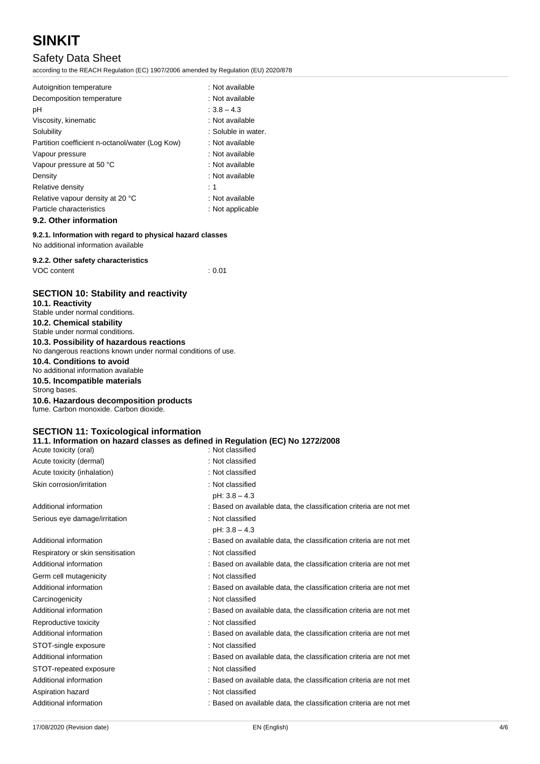| | |
|---|---|
| Autoignition temperature | : Not available |
| Decomposition temperature | : Not available |
| pH | : 3.8 – 4.3 |
| Viscosity, kinematic | : Not available |
| Solubility | : Soluble in water. |
| Partition coefficient n-octanol/water (Log Kow) | : Not available |
| Vapour pressure | : Not available |
| Vapour pressure at 50 °C | : Not available |
| Density | : Not available |
| Relative density | : 1 |
| Relative vapour density at 20 °C | : Not available |
| Particle characteristics | : Not applicable |

### 9.2. Other information

#### 9.2.1. Information with regard to physical hazard classes

No additional information available

#### 9.2.2. Other safety characteristics

| | |
|---|---|
| VOC content | : 0.01 |

## SECTION 10: Stability and reactivity

### 10.1. Reactivity

Stable under normal conditions.

### 10.2. Chemical stability

Stable under normal conditions.

### 10.3. Possibility of hazardous reactions

No dangerous reactions known under normal conditions of use.

### 10.4. Conditions to avoid

No additional information available

### 10.5. Incompatible materials

Strong bases.

### 10.6. Hazardous decomposition products

fume. Carbon monoxide. Carbon dioxide.

## SECTION 11: Toxicological information

### 11.1. Information on hazard classes as defined in Regulation (EC) No 1272/2008

| | |
|---|---|
| Acute toxicity (oral) | : Not classified |
| Acute toxicity (dermal) | : Not classified |
| Acute toxicity (inhalation) | : Not classified |
| Skin corrosion/irritation | : Not classified<br>pH: 3.8 – 4.3 |
| Additional information | : Based on available data, the classification criteria are not met |
| Serious eye damage/irritation | : Not classified<br>pH: 3.8 – 4.3 |
| Additional information | : Based on available data, the classification criteria are not met |
| Respiratory or skin sensitisation | : Not classified |
| Additional information | : Based on available data, the classification criteria are not met |
| Germ cell mutagenicity | : Not classified |
| Additional information | : Based on available data, the classification criteria are not met |
| Carcinogenicity | : Not classified |
| Additional information | : Based on available data, the classification criteria are not met |
| Reproductive toxicity | : Not classified |
| Additional information | : Based on available data, the classification criteria are not met |
| STOT-single exposure | : Not classified |
| Additional information | : Based on available data, the classification criteria are not met |
| STOT-repeated exposure | : Not classified |
| Additional information | : Based on available data, the classification criteria are not met |
| Aspiration hazard | : Not classified |
| Additional information | : Based on available data, the classification criteria are not met |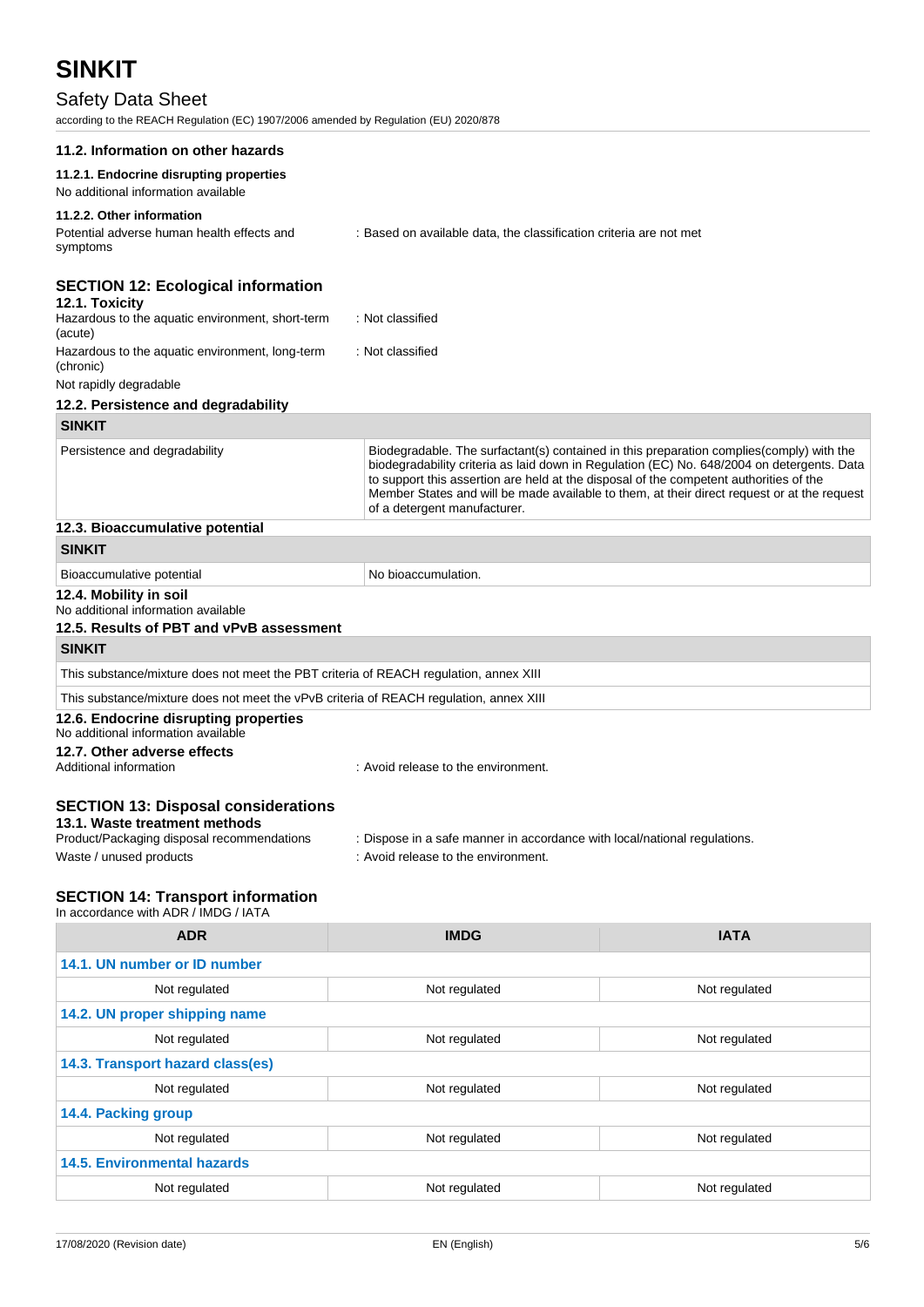### 11.2. Information on other hazards

#### 11.2.1. Endocrine disrupting properties

No additional information available

#### 11.2.2. Other information

Potential adverse human health effects and symptoms : Based on available data, the classification criteria are not met

## SECTION 12: Ecological information

### 12.1. Toxicity

Hazardous to the aquatic environment, short-term (acute) : Not classified

Hazardous to the aquatic environment, long-term (chronic) : Not classified

Not rapidly degradable

### 12.2. Persistence and degradability

| SINKIT | |
|---|---|
| Persistence and degradability | Biodegradable. The surfactant(s) contained in this preparation complies(comply) with the biodegradability criteria as laid down in Regulation (EC) No. 648/2004 on detergents. Data to support this assertion are held at the disposal of the competent authorities of the Member States and will be made available to them, at their direct request or at the request of a detergent manufacturer. |

### 12.3. Bioaccumulative potential

| SINKIT | |
|---|---|
| Bioaccumulative potential | No bioaccumulation. |

### 12.4. Mobility in soil

No additional information available

### 12.5. Results of PBT and vPvB assessment

| SINKIT |
|---|
| This substance/mixture does not meet the PBT criteria of REACH regulation, annex XIII |
| This substance/mixture does not meet the vPvB criteria of REACH regulation, annex XIII |

### 12.6. Endocrine disrupting properties

No additional information available

### 12.7. Other adverse effects

Additional information : Avoid release to the environment.

## SECTION 13: Disposal considerations

### 13.1. Waste treatment methods

Product/Packaging disposal recommendations : Dispose in a safe manner in accordance with local/national regulations.

Waste / unused products : Avoid release to the environment.

## SECTION 14: Transport information

In accordance with ADR / IMDG / IATA

| ADR | IMDG | IATA |
|---|---|---|
| **14.1. UN number or ID number** | | |
| Not regulated | Not regulated | Not regulated |
| **14.2. UN proper shipping name** | | |
| Not regulated | Not regulated | Not regulated |
| **14.3. Transport hazard class(es)** | | |
| Not regulated | Not regulated | Not regulated |
| **14.4. Packing group** | | |
| Not regulated | Not regulated | Not regulated |
| **14.5. Environmental hazards** | | |
| Not regulated | Not regulated | Not regulated |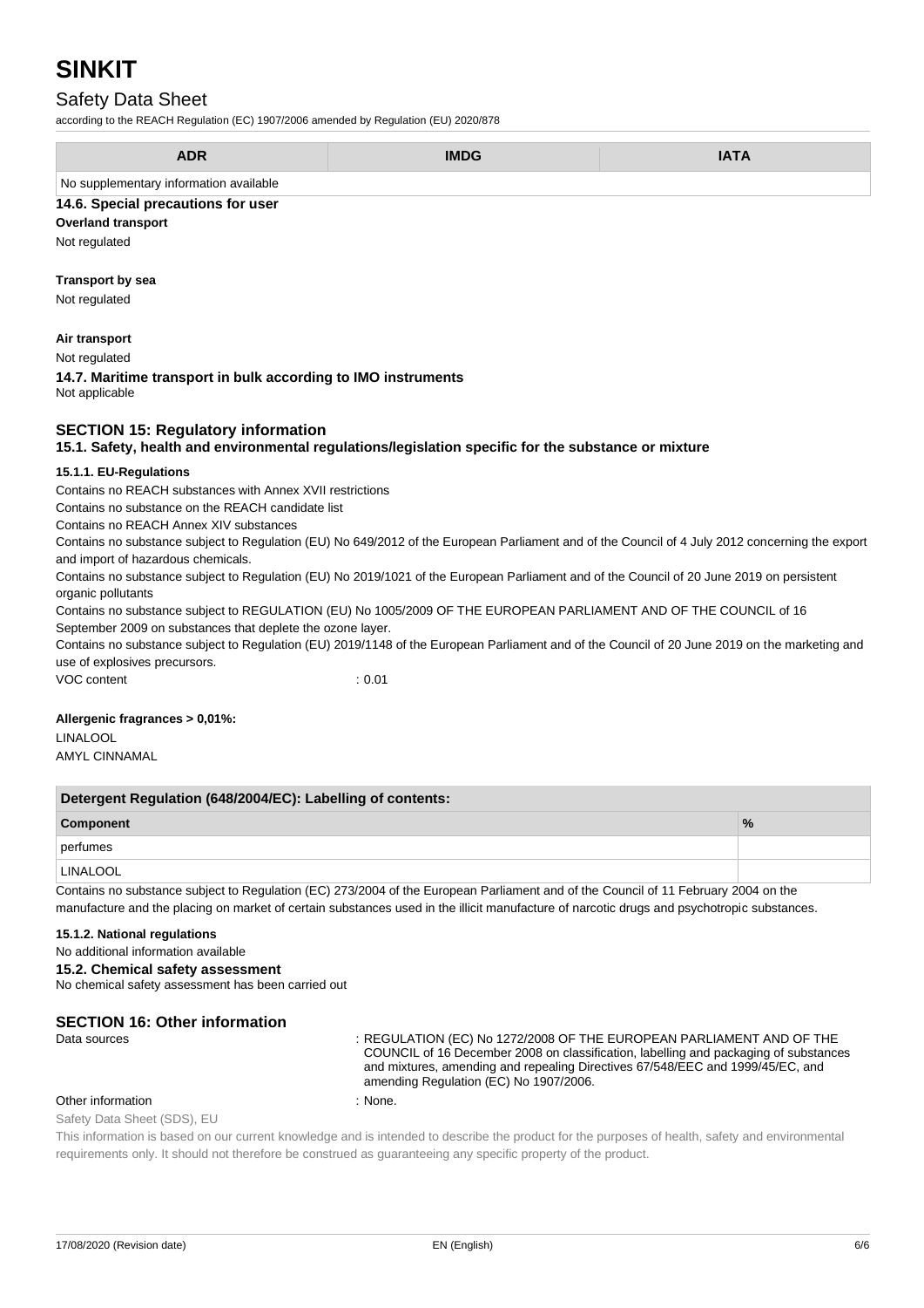# SINKIT

## Safety Data Sheet

according to the REACH Regulation (EC) 1907/2006 amended by Regulation (EU) 2020/878

| ADR | IMDG | IATA |
|---|---|---|
| No supplementary information available | | |

### 14.6. Special precautions for user

**Overland transport**

Not regulated

**Transport by sea**

Not regulated

**Air transport**

Not regulated

### 14.7. Maritime transport in bulk according to IMO instruments

Not applicable

## SECTION 15: Regulatory information

### 15.1. Safety, health and environmental regulations/legislation specific for the substance or mixture

#### 15.1.1. EU-Regulations

Contains no REACH substances with Annex XVII restrictions

Contains no substance on the REACH candidate list

Contains no REACH Annex XIV substances

Contains no substance subject to Regulation (EU) No 649/2012 of the European Parliament and of the Council of 4 July 2012 concerning the export and import of hazardous chemicals.

Contains no substance subject to Regulation (EU) No 2019/1021 of the European Parliament and of the Council of 20 June 2019 on persistent organic pollutants

Contains no substance subject to REGULATION (EU) No 1005/2009 OF THE EUROPEAN PARLIAMENT AND OF THE COUNCIL of 16 September 2009 on substances that deplete the ozone layer.

Contains no substance subject to Regulation (EU) 2019/1148 of the European Parliament and of the Council of 20 June 2019 on the marketing and use of explosives precursors.

VOC content : 0.01

**Allergenic fragrances > 0,01%:**

LINALOOL

AMYL CINNAMAL

| Detergent Regulation (648/2004/EC): Labelling of contents: | |
|---|---|
| **Component** | **%** |
| perfumes | |
| LINALOOL | |

Contains no substance subject to Regulation (EC) 273/2004 of the European Parliament and of the Council of 11 February 2004 on the manufacture and the placing on market of certain substances used in the illicit manufacture of narcotic drugs and psychotropic substances.

#### 15.1.2. National regulations

No additional information available

### 15.2. Chemical safety assessment

No chemical safety assessment has been carried out

## SECTION 16: Other information

Data sources : REGULATION (EC) No 1272/2008 OF THE EUROPEAN PARLIAMENT AND OF THE COUNCIL of 16 December 2008 on classification, labelling and packaging of substances and mixtures, amending and repealing Directives 67/548/EEC and 1999/45/EC, and amending Regulation (EC) No 1907/2006.

Other information : None.

Safety Data Sheet (SDS), EU

This information is based on our current knowledge and is intended to describe the product for the purposes of health, safety and environmental requirements only. It should not therefore be construed as guaranteeing any specific property of the product.